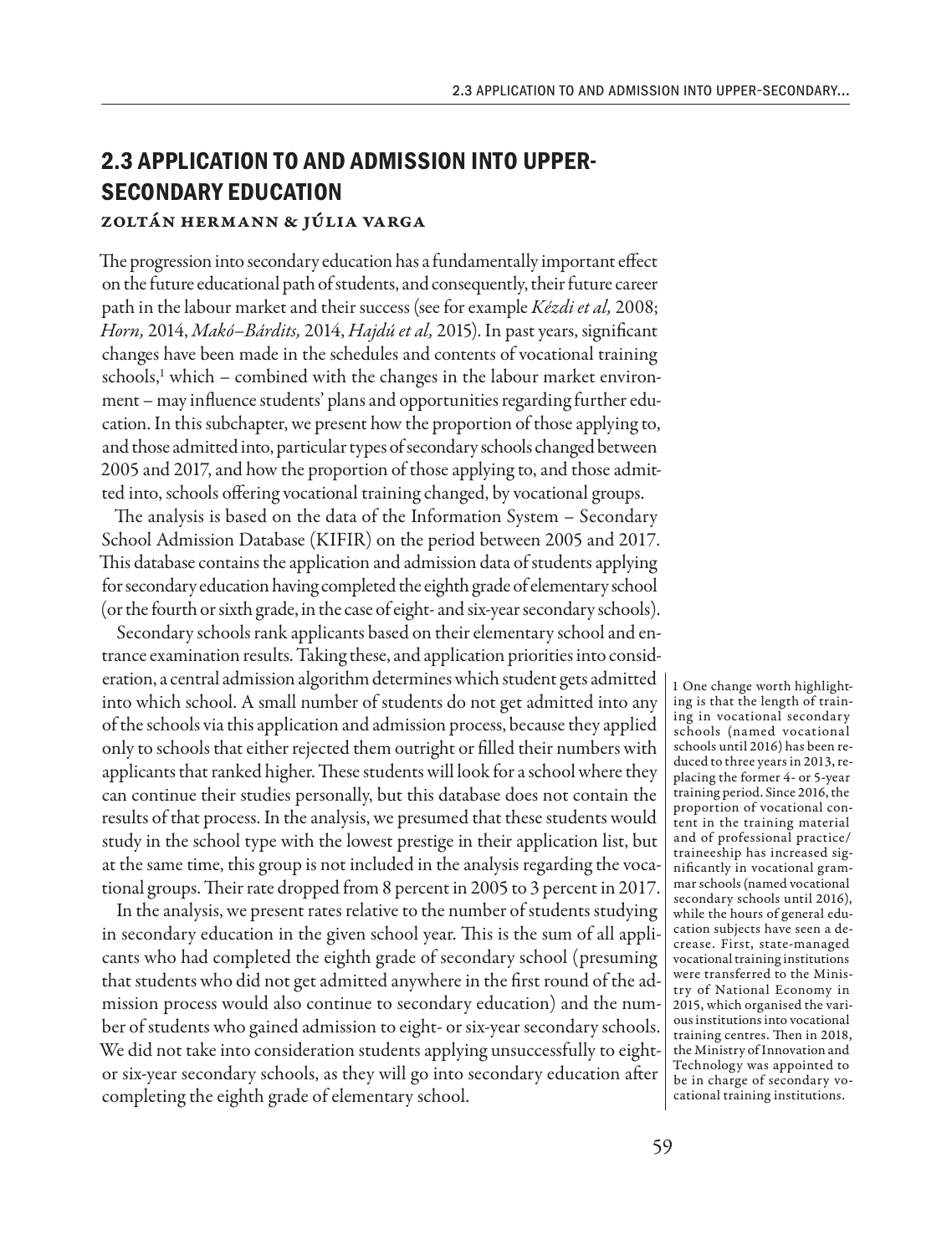## 2.3 APPLICATION TO AND ADMISSION INTO UPPER-SECONDARY EDUCATION

**Zoltán Hermann & Júlia Varga**

The progression into secondary education has a fundamentally important effect on the future educational path of students, and consequently, their future career path in the labour market and their success (see for example *Kézdi et al,* 2008; *Horn,* 2014, *Makó–Bárdits,* 2014, *Hajdú et al,* 2015). In past years, significant changes have been made in the schedules and contents of vocational training schools,[1] which – combined with the changes in the labour market environment – may influence students' plans and opportunities regarding further education. In this subchapter, we present how the proportion of those applying to, and those admitted into, particular types of secondary schools changed between 2005 and 2017, and how the proportion of those applying to, and those admitted into, schools offering vocational training changed, by vocational groups.

The analysis is based on the data of the Information System – Secondary School Admission Database (KIFIR) on the period between 2005 and 2017. This database contains the application and admission data of students applying for secondary education having completed the eighth grade of elementary school (or the fourth or sixth grade, in the case of eight- and six-year secondary schools).

Secondary schools rank applicants based on their elementary school and entrance examination results. Taking these, and application priorities into consideration, a central admission algorithm determines which student gets admitted into which school. A small number of students do not get admitted into any of the schools via this application and admission process, because they applied only to schools that either rejected them outright or filled their numbers with applicants that ranked higher. These students will look for a school where they can continue their studies personally, but this database does not contain the results of that process. In the analysis, we presumed that these students would study in the school type with the lowest prestige in their application list, but at the same time, this group is not included in the analysis regarding the vocational groups. Their rate dropped from 8 percent in 2005 to 3 percent in 2017.

In the analysis, we present rates relative to the number of students studying in secondary education in the given school year. This is the sum of all applicants who had completed the eighth grade of secondary school (presuming that students who did not get admitted anywhere in the first round of the admission process would also continue to secondary education) and the number of students who gained admission to eight- or six-year secondary schools. We did not take into consideration students applying unsuccessfully to eight- or six-year secondary schools, as they will go into secondary education after completing the eighth grade of elementary school.

[1] One change worth highlighting is that the length of training in vocational secondary schools (named vocational schools until 2016) has been reduced to three years in 2013, replacing the former 4- or 5-year training period. Since 2016, the proportion of vocational content in the training material and of professional practice/traineeship has increased significantly in vocational grammar schools (named vocational secondary schools until 2016), while the hours of general education subjects have seen a decrease. First, state-managed vocational training institutions were transferred to the Ministry of National Economy in 2015, which organised the various institutions into vocational training centres. Then in 2018, the Ministry of Innovation and Technology was appointed to be in charge of secondary vocational training institutions.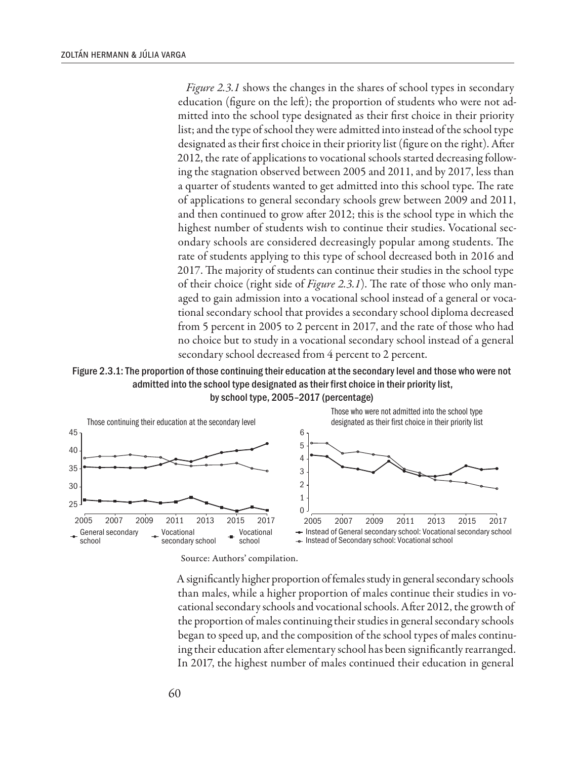*Figure 2.3.1* shows the changes in the shares of school types in secondary education (figure on the left); the proportion of students who were not admitted into the school type designated as their first choice in their priority list; and the type of school they were admitted into instead of the school type designated as their first choice in their priority list (figure on the right). After 2012, the rate of applications to vocational schools started decreasing following the stagnation observed between 2005 and 2011, and by 2017, less than a quarter of students wanted to get admitted into this school type. The rate of applications to general secondary schools grew between 2009 and 2011, and then continued to grow after 2012; this is the school type in which the highest number of students wish to continue their studies. Vocational secondary schools are considered decreasingly popular among students. The rate of students applying to this type of school decreased both in 2016 and 2017. The majority of students can continue their studies in the school type of their choice (right side of *Figure 2.3.1*). The rate of those who only managed to gain admission into a vocational school instead of a general or vocational secondary school that provides a secondary school diploma decreased from 5 percent in 2005 to 2 percent in 2017, and the rate of those who had no choice but to study in a vocational secondary school instead of a general secondary school decreased from 4 percent to 2 percent.

**Figure 2.3.1: The proportion of those continuing their education at the secondary level and those who were not admitted into the school type designated as their first choice in their priority list, by school type, 2005–2017 (percentage)**

Those continuing their education at the secondary level

45
40
35
30
25

2005 2007 2009 2011 2013 2015 2017

General secondary school
Vocational secondary school
Vocational school

Those who were not admitted into the school type designated as their first choice in their priority list

6
5
4
3
2
1
0

2005 2007 2009 2011 2013 2015 2017

Instead of General secondary school: Vocational secondary school
Instead of Secondary school: Vocational school

Source: Authors' compilation.

A significantly higher proportion of females study in general secondary schools than males, while a higher proportion of males continue their studies in vocational secondary schools and vocational schools. After 2012, the growth of the proportion of males continuing their studies in general secondary schools began to speed up, and the composition of the school types of males continuing their education after elementary school has been significantly rearranged. In 2017, the highest number of males continued their education in general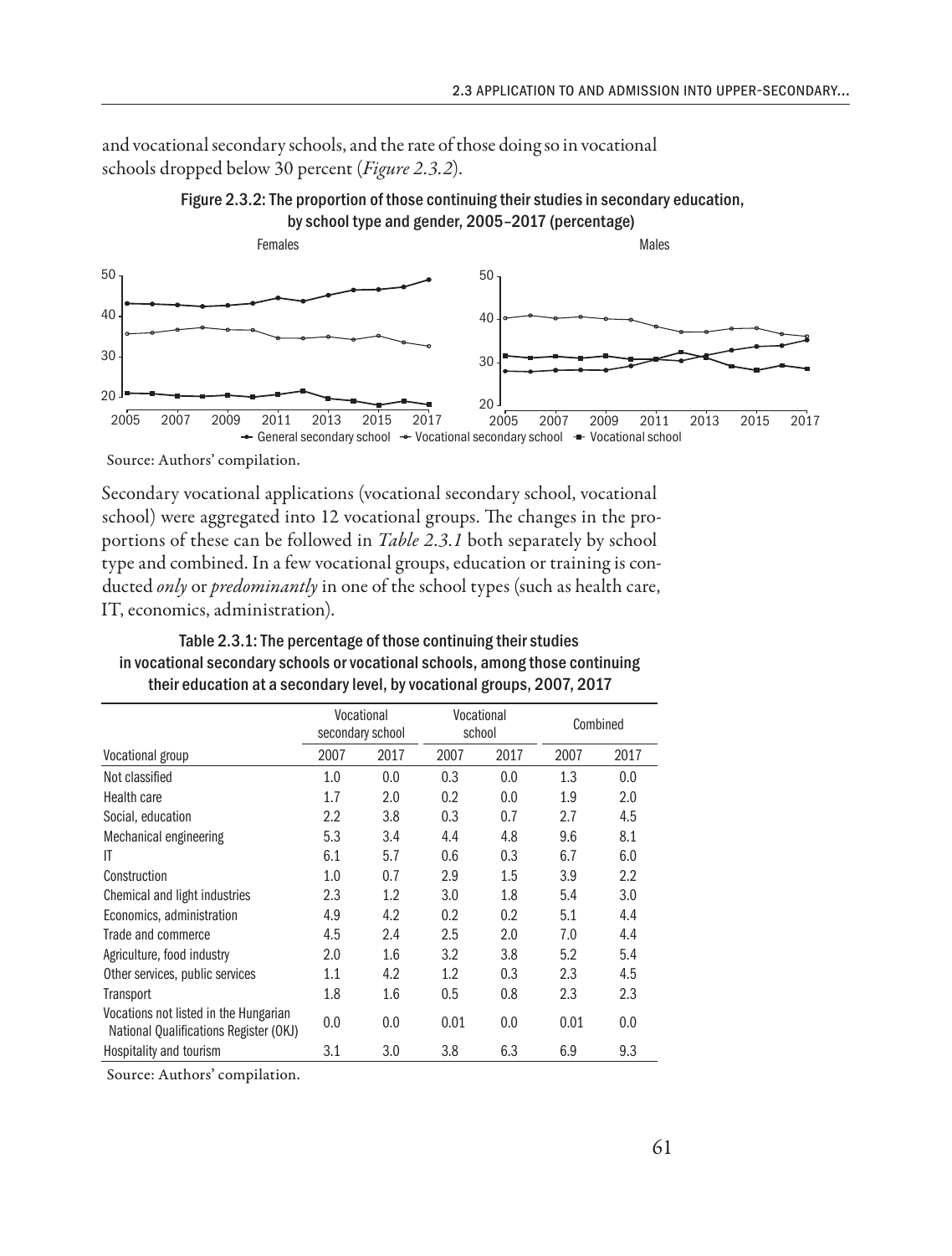and vocational secondary schools, and the rate of those doing so in vocational schools dropped below 30 percent (*Figure 2.3.2*).

Figure 2.3.2: The proportion of those continuing their studies in secondary education, by school type and gender, 2005–2017 (percentage)

Females

Males

50
40
30
20

2005 2007 2009 2011 2013 2015 2017

General secondary school — Vocational secondary school — Vocational school

Source: Authors' compilation.

Secondary vocational applications (vocational secondary school, vocational school) were aggregated into 12 vocational groups. The changes in the proportions of these can be followed in *Table 2.3.1* both separately by school type and combined. In a few vocational groups, education or training is conducted *only* or *predominantly* in one of the school types (such as health care, IT, economics, administration).

Table 2.3.1: The percentage of those continuing their studies in vocational secondary schools or vocational schools, among those continuing their education at a secondary level, by vocational groups, 2007, 2017

| | Vocational secondary school | | Vocational school | | Combined | |
|---|---|---|---|---|---|---|
| Vocational group | 2007 | 2017 | 2007 | 2017 | 2007 | 2017 |
| Not classified | 1.0 | 0.0 | 0.3 | 0.0 | 1.3 | 0.0 |
| Health care | 1.7 | 2.0 | 0.2 | 0.0 | 1.9 | 2.0 |
| Social, education | 2.2 | 3.8 | 0.3 | 0.7 | 2.7 | 4.5 |
| Mechanical engineering | 5.3 | 3.4 | 4.4 | 4.8 | 9.6 | 8.1 |
| IT | 6.1 | 5.7 | 0.6 | 0.3 | 6.7 | 6.0 |
| Construction | 1.0 | 0.7 | 2.9 | 1.5 | 3.9 | 2.2 |
| Chemical and light industries | 2.3 | 1.2 | 3.0 | 1.8 | 5.4 | 3.0 |
| Economics, administration | 4.9 | 4.2 | 0.2 | 0.2 | 5.1 | 4.4 |
| Trade and commerce | 4.5 | 2.4 | 2.5 | 2.0 | 7.0 | 4.4 |
| Agriculture, food industry | 2.0 | 1.6 | 3.2 | 3.8 | 5.2 | 5.4 |
| Other services, public services | 1.1 | 4.2 | 1.2 | 0.3 | 2.3 | 4.5 |
| Transport | 1.8 | 1.6 | 0.5 | 0.8 | 2.3 | 2.3 |
| Vocations not listed in the Hungarian National Qualifications Register (OKJ) | 0.0 | 0.0 | 0.01 | 0.0 | 0.01 | 0.0 |
| Hospitality and tourism | 3.1 | 3.0 | 3.8 | 6.3 | 6.9 | 9.3 |

Source: Authors' compilation.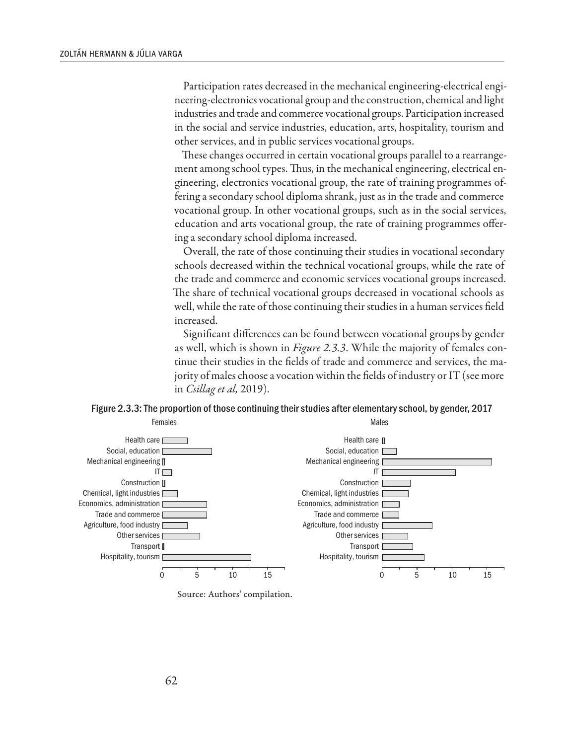Participation rates decreased in the mechanical engineering-electrical engineering-electronics vocational group and the construction, chemical and light industries and trade and commerce vocational groups. Participation increased in the social and service industries, education, arts, hospitality, tourism and other services, and in public services vocational groups.

These changes occurred in certain vocational groups parallel to a rearrangement among school types. Thus, in the mechanical engineering, electrical engineering, electronics vocational group, the rate of training programmes offering a secondary school diploma shrank, just as in the trade and commerce vocational group. In other vocational groups, such as in the social services, education and arts vocational group, the rate of training programmes offering a secondary school diploma increased.

Overall, the rate of those continuing their studies in vocational secondary schools decreased within the technical vocational groups, while the rate of the trade and commerce and economic services vocational groups increased. The share of technical vocational groups decreased in vocational schools as well, while the rate of those continuing their studies in a human services field increased.

Significant differences can be found between vocational groups by gender as well, which is shown in *Figure 2.3.3*. While the majority of females continue their studies in the fields of trade and commerce and services, the majority of males choose a vocation within the fields of industry or IT (see more in *Csillag et al,* 2019).

Figure 2.3.3: The proportion of those continuing their studies after elementary school, by gender, 2017

Females

Health care
Social, education
Mechanical engineering
IT
Construction
Chemical, light industries
Economics, administration
Trade and commerce
Agriculture, food industry
Other services
Transport
Hospitality, tourism

0 5 10 15

Males

Health care
Social, education
Mechanical engineering
IT
Construction
Chemical, light industries
Economics, administration
Trade and commerce
Agriculture, food industry
Other services
Transport
Hospitality, tourism

0 5 10 15

Source: Authors' compilation.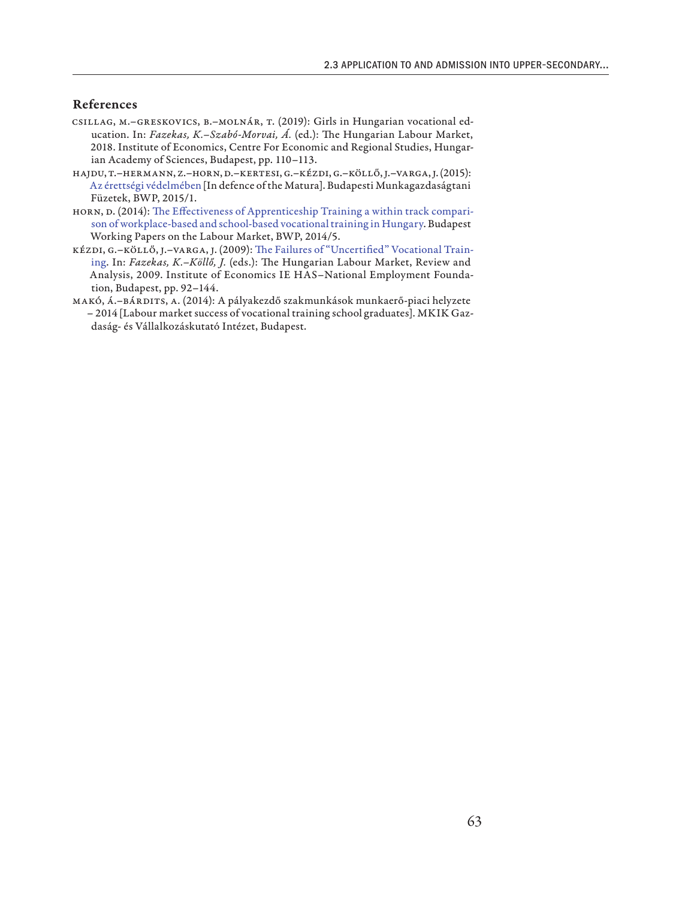## References

CSILLAG, M.–GRESKOVICS, B.–MOLNÁR, T. (2019): Girls in Hungarian vocational education. In: *Fazekas, K.–Szabó-Morvai, Á.* (ed.): The Hungarian Labour Market, 2018. Institute of Economics, Centre For Economic and Regional Studies, Hungarian Academy of Sciences, Budapest, pp. 110–113.

HAJDU, T.–HERMANN, Z.–HORN, D.–KERTESI, G.–KÉZDI, G.–KÖLLŐ, J.–VARGA, J. (2015): Az érettségi védelmében [In defence of the Matura]. Budapesti Munkagazdaságtani Füzetek, BWP, 2015/1.

HORN, D. (2014): The Effectiveness of Apprenticeship Training a within track comparison of workplace-based and school-based vocational training in Hungary. Budapest Working Papers on the Labour Market, BWP, 2014/5.

KÉZDI, G.–KÖLLŐ, J.–VARGA, J. (2009): The Failures of "Uncertified" Vocational Training. In: *Fazekas, K.–Köllő, J.* (eds.): The Hungarian Labour Market, Review and Analysis, 2009. Institute of Economics IE HAS–National Employment Foundation, Budapest, pp. 92–144.

MAKÓ, Á.–BÁRDITS, A. (2014): A pályakezdő szakmunkások munkaerő-piaci helyzete – 2014 [Labour market success of vocational training school graduates]. MKIK Gazdaság- és Vállalkozáskutató Intézet, Budapest.